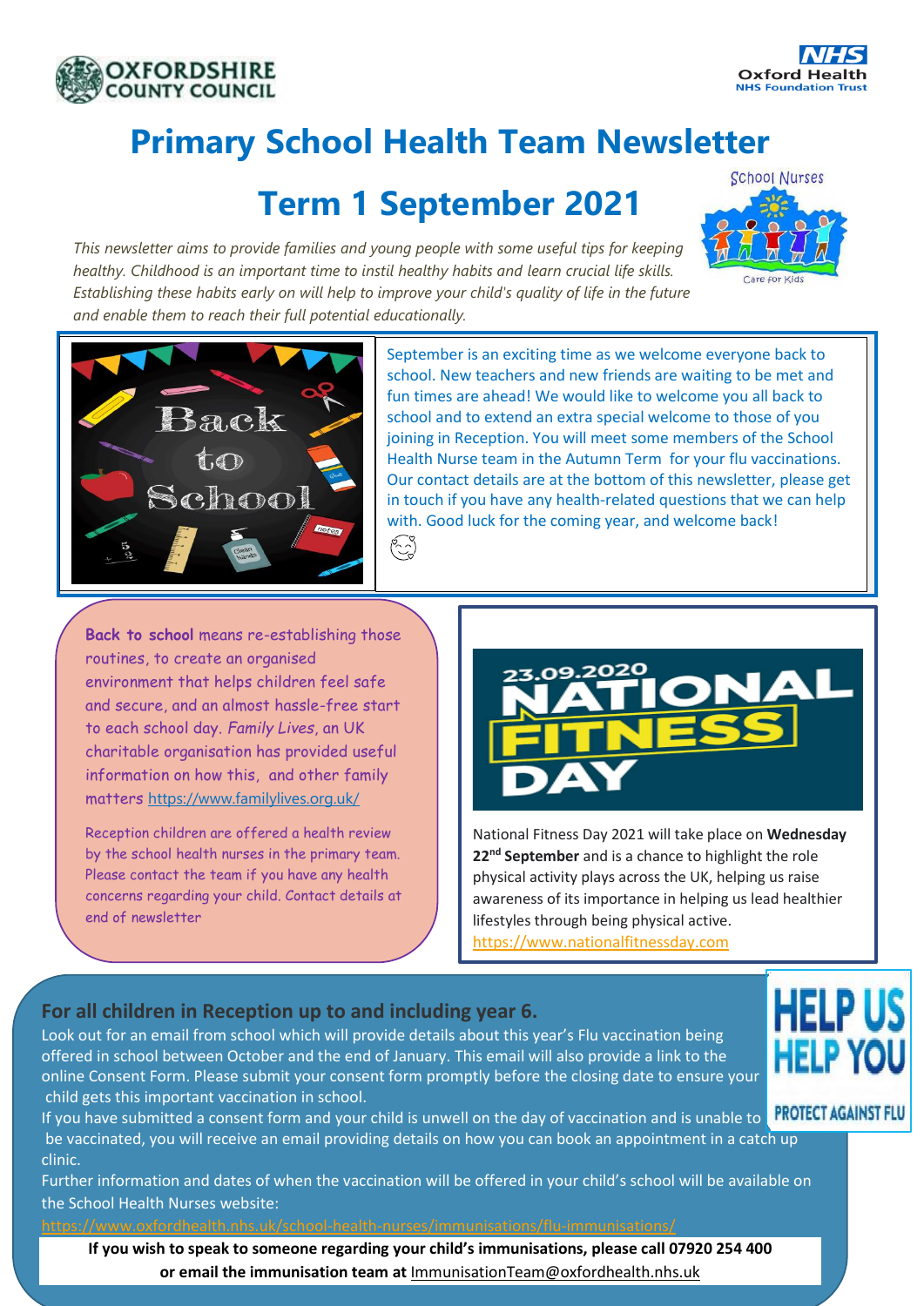OXFORDSHIRE COUNTY COUNCIL

NHS Oxford Health NHS Foundation Trust

# Primary School Health Team Newsletter

# Term 1 September 2021

*This newsletter aims to provide families and young people with some useful tips for keeping healthy. Childhood is an important time to instil healthy habits and learn crucial life skills. Establishing these habits early on will help to improve your child's quality of life in the future and enable them to reach their full potential educationally.*

September is an exciting time as we welcome everyone back to school. New teachers and new friends are waiting to be met and fun times are ahead! We would like to welcome you all back to school and to extend an extra special welcome to those of you joining in Reception. You will meet some members of the School Health Nurse team in the Autumn Term for your flu vaccinations. Our contact details are at the bottom of this newsletter, please get in touch if you have any health-related questions that we can help with. Good luck for the coming year, and welcome back!

**Back to school** means re-establishing those routines, to create an organised environment that helps children feel safe and secure, and an almost hassle-free start to each school day. *Family Lives*, an UK charitable organisation has provided useful information on how this, and other family matters https://www.familylives.org.uk/

Reception children are offered a health review by the school health nurses in the primary team. Please contact the team if you have any health concerns regarding your child. Contact details at end of newsletter

National Fitness Day 2021 will take place on **Wednesday 22nd September** and is a chance to highlight the role physical activity plays across the UK, helping us raise awareness of its importance in helping us lead healthier lifestyles through being physical active. https://www.nationalfitnessday.com

## For all children in Reception up to and including year 6.

Look out for an email from school which will provide details about this year's Flu vaccination being offered in school between October and the end of January. This email will also provide a link to the online Consent Form. Please submit your consent form promptly before the closing date to ensure your child gets this important vaccination in school.

If you have submitted a consent form and your child is unwell on the day of vaccination and is unable to be vaccinated, you will receive an email providing details on how you can book an appointment in a catch up clinic.

Further information and dates of when the vaccination will be offered in your child's school will be available on the School Health Nurses website:

https://www.oxfordhealth.nhs.uk/school-health-nurses/immunisations/flu-immunisations/

**If you wish to speak to someone regarding your child's immunisations, please call 07920 254 400 or email the immunisation team at** ImmunisationTeam@oxfordhealth.nhs.uk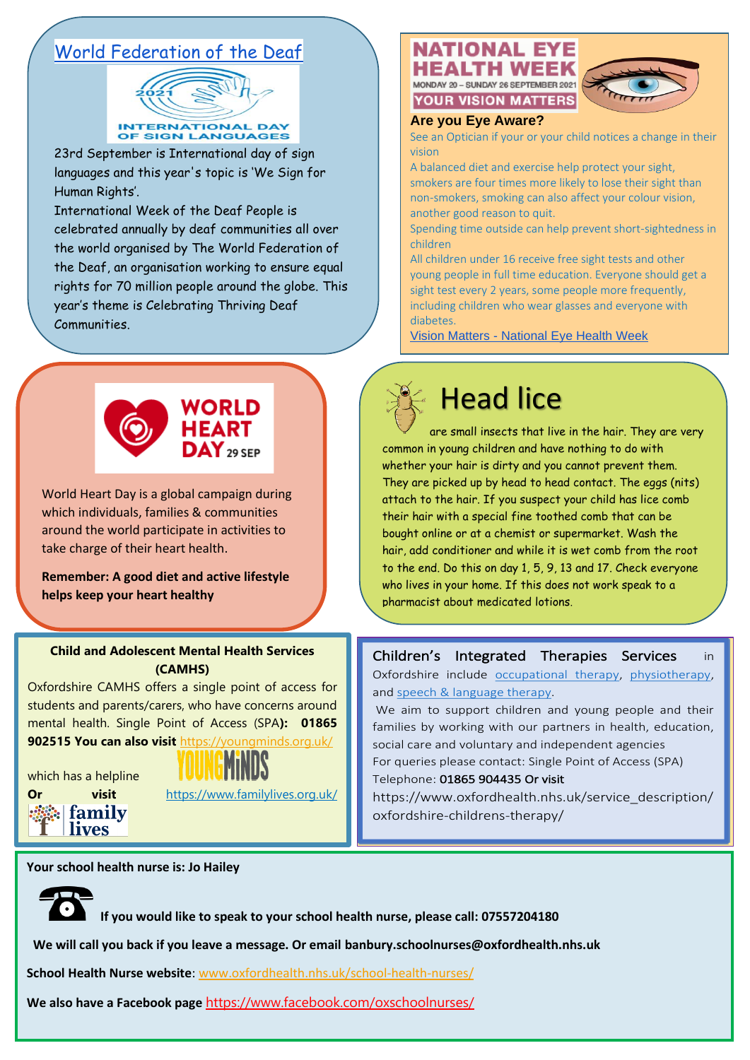## World Federation of the Deaf

2021 INTERNATIONAL DAY OF SIGN LANGUAGES

23rd September is International day of sign languages and this year's topic is 'We Sign for Human Rights'.

International Week of the Deaf People is celebrated annually by deaf communities all over the world organised by The World Federation of the Deaf, an organisation working to ensure equal rights for 70 million people around the globe. This year's theme is Celebrating Thriving Deaf Communities.

## NATIONAL EYE HEALTH WEEK

MONDAY 20 – SUNDAY 26 SEPTEMBER 2021

YOUR VISION MATTERS

### Are you Eye Aware?

See an Optician if your or your child notices a change in their vision

A balanced diet and exercise help protect your sight, smokers are four times more likely to lose their sight than non-smokers, smoking can also affect your colour vision, another good reason to quit.

Spending time outside can help prevent short-sightedness in children

All children under 16 receive free sight tests and other young people in full time education. Everyone should get a sight test every 2 years, some people more frequently, including children who wear glasses and everyone with diabetes.

Vision Matters - National Eye Health Week

## WORLD HEART DAY 29 SEP

World Heart Day is a global campaign during which individuals, families & communities around the world participate in activities to take charge of their heart health.

**Remember: A good diet and active lifestyle helps keep your heart healthy**

## Head lice

are small insects that live in the hair. They are very common in young children and have nothing to do with whether your hair is dirty and you cannot prevent them. They are picked up by head to head contact. The eggs (nits) attach to the hair. If you suspect your child has lice comb their hair with a special fine toothed comb that can be bought online or at a chemist or supermarket. Wash the hair, add conditioner and while it is wet comb from the root to the end. Do this on day 1, 5, 9, 13 and 17. Check everyone who lives in your home. If this does not work speak to a pharmacist about medicated lotions.

### Child and Adolescent Mental Health Services (CAMHS)

Oxfordshire CAMHS offers a single point of access for students and parents/carers, who have concerns around mental health. Single Point of Access (SPA)**: 01865 902515 You can also visit** https://youngminds.org.uk/ which has a helpline

**Or visit** https://www.familylives.org.uk/

### Children's Integrated Therapies Services

in Oxfordshire include occupational therapy, physiotherapy, and speech & language therapy.

We aim to support children and young people and their families by working with our partners in health, education, social care and voluntary and independent agencies

For queries please contact: Single Point of Access (SPA) Telephone: **01865 904435 Or visit** https://www.oxfordhealth.nhs.uk/service_description/oxfordshire-childrens-therapy/

**Your school health nurse is: Jo Hailey**

**If you would like to speak to your school health nurse, please call: 07557204180**

**We will call you back if you leave a message. Or email banbury.schoolnurses@oxfordhealth.nhs.uk**

**School Health Nurse website**: www.oxfordhealth.nhs.uk/school-health-nurses/

**We also have a Facebook page** https://www.facebook.com/oxschoolnurses/